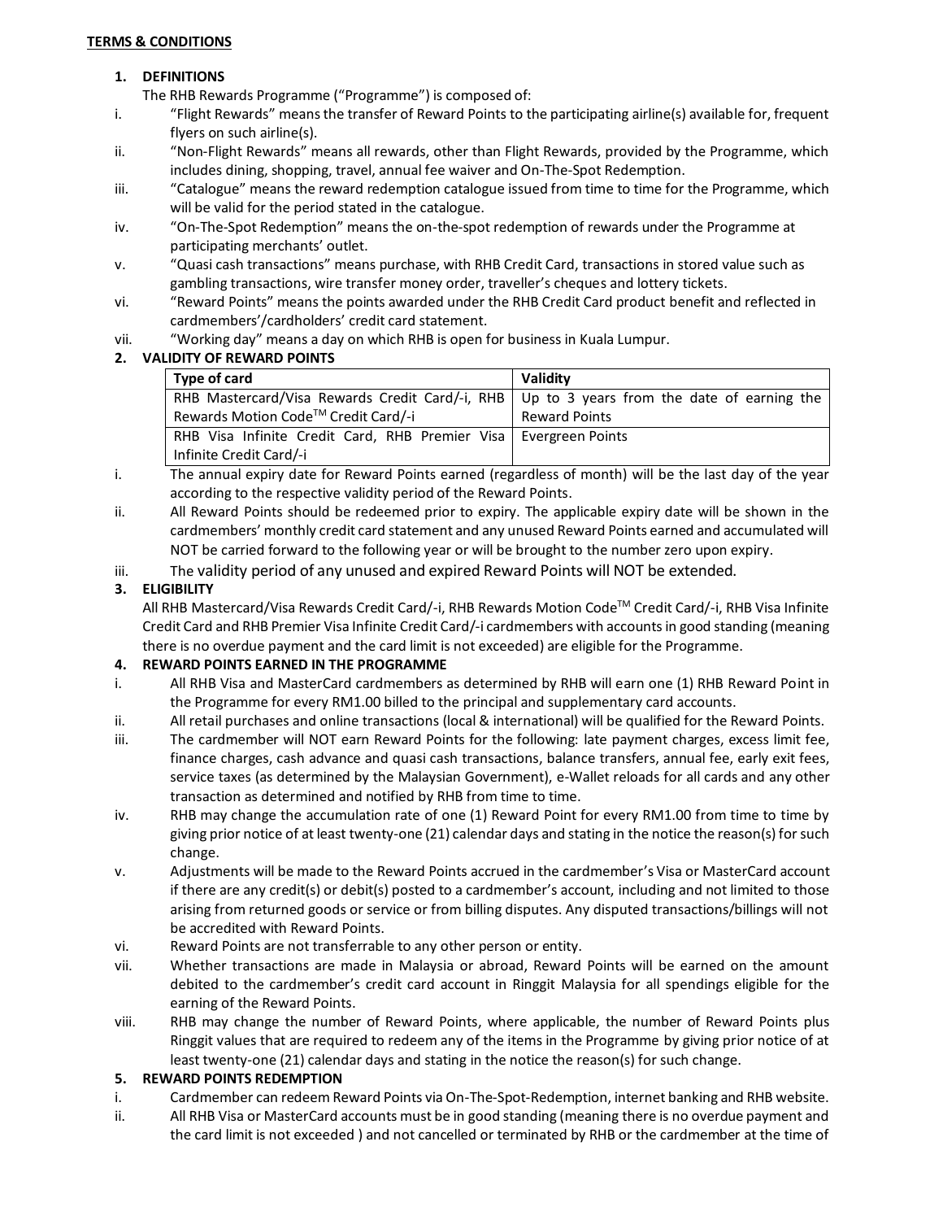**TERMS & CONDITIONS**

**1. DEFINITIONS**

The RHB Rewards Programme ("Programme") is composed of:

i. "Flight Rewards" means the transfer of Reward Points to the participating airline(s) available for, frequent flyers on such airline(s).

ii. "Non-Flight Rewards" means all rewards, other than Flight Rewards, provided by the Programme, which includes dining, shopping, travel, annual fee waiver and On-The-Spot Redemption.

iii. "Catalogue" means the reward redemption catalogue issued from time to time for the Programme, which will be valid for the period stated in the catalogue.

iv. "On-The-Spot Redemption" means the on-the-spot redemption of rewards under the Programme at participating merchants' outlet.

v. "Quasi cash transactions" means purchase, with RHB Credit Card, transactions in stored value such as gambling transactions, wire transfer money order, traveller's cheques and lottery tickets.

vi. "Reward Points" means the points awarded under the RHB Credit Card product benefit and reflected in cardmembers'/cardholders' credit card statement.

vii. "Working day" means a day on which RHB is open for business in Kuala Lumpur.

**2. VALIDITY OF REWARD POINTS**

| Type of card | Validity |
| --- | --- |
| RHB Mastercard/Visa Rewards Credit Card/-i, RHB Rewards Motion Code™ Credit Card/-i | Up to 3 years from the date of earning the Reward Points |
| RHB Visa Infinite Credit Card, RHB Premier Visa Infinite Credit Card/-i | Evergreen Points |

i. The annual expiry date for Reward Points earned (regardless of month) will be the last day of the year according to the respective validity period of the Reward Points.

ii. All Reward Points should be redeemed prior to expiry. The applicable expiry date will be shown in the cardmembers' monthly credit card statement and any unused Reward Points earned and accumulated will NOT be carried forward to the following year or will be brought to the number zero upon expiry.

iii. The validity period of any unused and expired Reward Points will NOT be extended.

**3. ELIGIBILITY**

All RHB Mastercard/Visa Rewards Credit Card/-i, RHB Rewards Motion Code™ Credit Card/-i, RHB Visa Infinite Credit Card and RHB Premier Visa Infinite Credit Card/-i cardmembers with accounts in good standing (meaning there is no overdue payment and the card limit is not exceeded) are eligible for the Programme.

**4. REWARD POINTS EARNED IN THE PROGRAMME**

i. All RHB Visa and MasterCard cardmembers as determined by RHB will earn one (1) RHB Reward Point in the Programme for every RM1.00 billed to the principal and supplementary card accounts.

ii. All retail purchases and online transactions (local & international) will be qualified for the Reward Points.

iii. The cardmember will NOT earn Reward Points for the following: late payment charges, excess limit fee, finance charges, cash advance and quasi cash transactions, balance transfers, annual fee, early exit fees, service taxes (as determined by the Malaysian Government), e-Wallet reloads for all cards and any other transaction as determined and notified by RHB from time to time.

iv. RHB may change the accumulation rate of one (1) Reward Point for every RM1.00 from time to time by giving prior notice of at least twenty-one (21) calendar days and stating in the notice the reason(s) for such change.

v. Adjustments will be made to the Reward Points accrued in the cardmember's Visa or MasterCard account if there are any credit(s) or debit(s) posted to a cardmember's account, including and not limited to those arising from returned goods or service or from billing disputes. Any disputed transactions/billings will not be accredited with Reward Points.

vi. Reward Points are not transferrable to any other person or entity.

vii. Whether transactions are made in Malaysia or abroad, Reward Points will be earned on the amount debited to the cardmember's credit card account in Ringgit Malaysia for all spendings eligible for the earning of the Reward Points.

viii. RHB may change the number of Reward Points, where applicable, the number of Reward Points plus Ringgit values that are required to redeem any of the items in the Programme by giving prior notice of at least twenty-one (21) calendar days and stating in the notice the reason(s) for such change.

**5. REWARD POINTS REDEMPTION**

i. Cardmember can redeem Reward Points via On-The-Spot-Redemption, internet banking and RHB website.

ii. All RHB Visa or MasterCard accounts must be in good standing (meaning there is no overdue payment and the card limit is not exceeded ) and not cancelled or terminated by RHB or the cardmember at the time of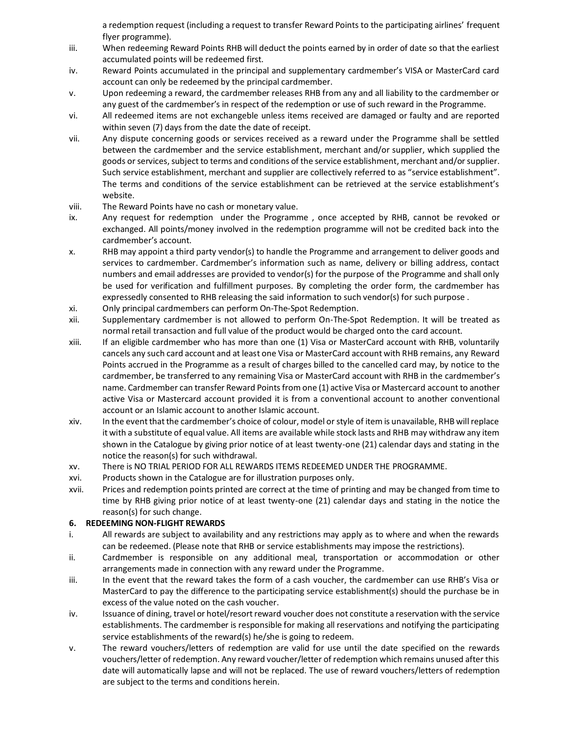a redemption request (including a request to transfer Reward Points to the participating airlines' frequent flyer programme).

iii. When redeeming Reward Points RHB will deduct the points earned by in order of date so that the earliest accumulated points will be redeemed first.

iv. Reward Points accumulated in the principal and supplementary cardmember's VISA or MasterCard card account can only be redeemed by the principal cardmember.

v. Upon redeeming a reward, the cardmember releases RHB from any and all liability to the cardmember or any guest of the cardmember's in respect of the redemption or use of such reward in the Programme.

vi. All redeemed items are not exchangeble unless items received are damaged or faulty and are reported within seven (7) days from the date the date of receipt.

vii. Any dispute concerning goods or services received as a reward under the Programme shall be settled between the cardmember and the service establishment, merchant and/or supplier, which supplied the goods or services, subject to terms and conditions of the service establishment, merchant and/or supplier. Such service establishment, merchant and supplier are collectively referred to as "service establishment". The terms and conditions of the service establishment can be retrieved at the service establishment's website.

viii. The Reward Points have no cash or monetary value.

ix. Any request for redemption under the Programme , once accepted by RHB, cannot be revoked or exchanged. All points/money involved in the redemption programme will not be credited back into the cardmember's account.

x. RHB may appoint a third party vendor(s) to handle the Programme and arrangement to deliver goods and services to cardmember. Cardmember's information such as name, delivery or billing address, contact numbers and email addresses are provided to vendor(s) for the purpose of the Programme and shall only be used for verification and fulfillment purposes. By completing the order form, the cardmember has expressedly consented to RHB releasing the said information to such vendor(s) for such purpose .

xi. Only principal cardmembers can perform On-The-Spot Redemption.

xii. Supplementary cardmember is not allowed to perform On-The-Spot Redemption. It will be treated as normal retail transaction and full value of the product would be charged onto the card account.

xiii. If an eligible cardmember who has more than one (1) Visa or MasterCard account with RHB, voluntarily cancels any such card account and at least one Visa or MasterCard account with RHB remains, any Reward Points accrued in the Programme as a result of charges billed to the cancelled card may, by notice to the cardmember, be transferred to any remaining Visa or MasterCard account with RHB in the cardmember's name. Cardmember can transfer Reward Points from one (1) active Visa or Mastercard account to another active Visa or Mastercard account provided it is from a conventional account to another conventional account or an Islamic account to another Islamic account.

xiv. In the event that the cardmember's choice of colour, model or style of item is unavailable, RHB will replace it with a substitute of equal value. All items are available while stock lasts and RHB may withdraw any item shown in the Catalogue by giving prior notice of at least twenty-one (21) calendar days and stating in the notice the reason(s) for such withdrawal.

xv. There is NO TRIAL PERIOD FOR ALL REWARDS ITEMS REDEEMED UNDER THE PROGRAMME.

xvi. Products shown in the Catalogue are for illustration purposes only.

xvii. Prices and redemption points printed are correct at the time of printing and may be changed from time to time by RHB giving prior notice of at least twenty-one (21) calendar days and stating in the notice the reason(s) for such change.

**6. REDEEMING NON-FLIGHT REWARDS**

i. All rewards are subject to availability and any restrictions may apply as to where and when the rewards can be redeemed. (Please note that RHB or service establishments may impose the restrictions).

ii. Cardmember is responsible on any additional meal, transportation or accommodation or other arrangements made in connection with any reward under the Programme.

iii. In the event that the reward takes the form of a cash voucher, the cardmember can use RHB's Visa or MasterCard to pay the difference to the participating service establishment(s) should the purchase be in excess of the value noted on the cash voucher.

iv. Issuance of dining, travel or hotel/resort reward voucher does not constitute a reservation with the service establishments. The cardmember is responsible for making all reservations and notifying the participating service establishments of the reward(s) he/she is going to redeem.

v. The reward vouchers/letters of redemption are valid for use until the date specified on the rewards vouchers/letter of redemption. Any reward voucher/letter of redemption which remains unused after this date will automatically lapse and will not be replaced. The use of reward vouchers/letters of redemption are subject to the terms and conditions herein.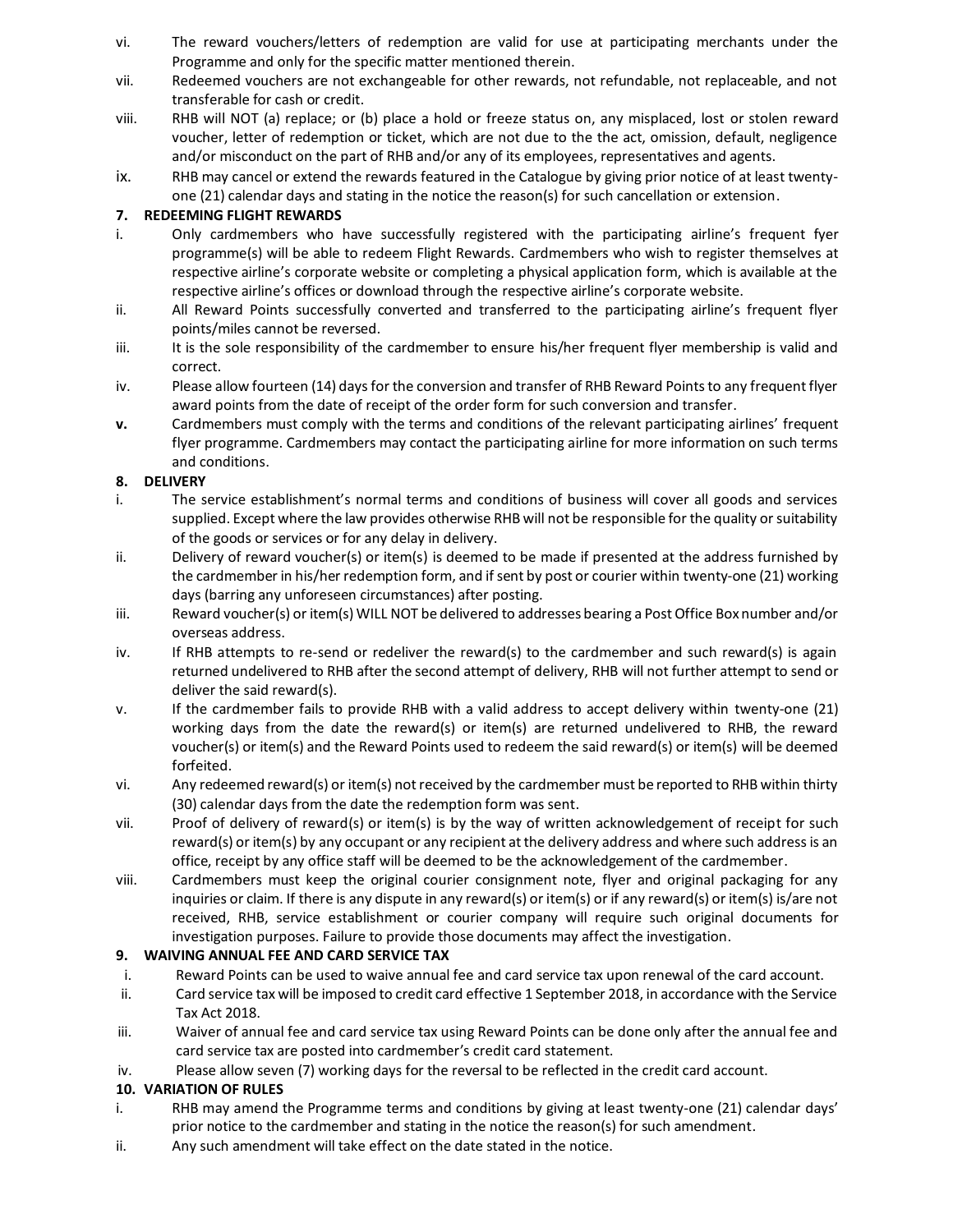vi. The reward vouchers/letters of redemption are valid for use at participating merchants under the Programme and only for the specific matter mentioned therein.

vii. Redeemed vouchers are not exchangeable for other rewards, not refundable, not replaceable, and not transferable for cash or credit.

viii. RHB will NOT (a) replace; or (b) place a hold or freeze status on, any misplaced, lost or stolen reward voucher, letter of redemption or ticket, which are not due to the the act, omission, default, negligence and/or misconduct on the part of RHB and/or any of its employees, representatives and agents.

ix. RHB may cancel or extend the rewards featured in the Catalogue by giving prior notice of at least twenty-one (21) calendar days and stating in the notice the reason(s) for such cancellation or extension.

## 7. REDEEMING FLIGHT REWARDS

i. Only cardmembers who have successfully registered with the participating airline's frequent fyer programme(s) will be able to redeem Flight Rewards. Cardmembers who wish to register themselves at respective airline's corporate website or completing a physical application form, which is available at the respective airline's offices or download through the respective airline's corporate website.

ii. All Reward Points successfully converted and transferred to the participating airline's frequent flyer points/miles cannot be reversed.

iii. It is the sole responsibility of the cardmember to ensure his/her frequent flyer membership is valid and correct.

iv. Please allow fourteen (14) days for the conversion and transfer of RHB Reward Points to any frequent flyer award points from the date of receipt of the order form for such conversion and transfer.

**v.** Cardmembers must comply with the terms and conditions of the relevant participating airlines' frequent flyer programme. Cardmembers may contact the participating airline for more information on such terms and conditions.

## 8. DELIVERY

i. The service establishment's normal terms and conditions of business will cover all goods and services supplied. Except where the law provides otherwise RHB will not be responsible for the quality or suitability of the goods or services or for any delay in delivery.

ii. Delivery of reward voucher(s) or item(s) is deemed to be made if presented at the address furnished by the cardmember in his/her redemption form, and if sent by post or courier within twenty-one (21) working days (barring any unforeseen circumstances) after posting.

iii. Reward voucher(s) or item(s) WILL NOT be delivered to addresses bearing a Post Office Box number and/or overseas address.

iv. If RHB attempts to re-send or redeliver the reward(s) to the cardmember and such reward(s) is again returned undelivered to RHB after the second attempt of delivery, RHB will not further attempt to send or deliver the said reward(s).

v. If the cardmember fails to provide RHB with a valid address to accept delivery within twenty-one (21) working days from the date the reward(s) or item(s) are returned undelivered to RHB, the reward voucher(s) or item(s) and the Reward Points used to redeem the said reward(s) or item(s) will be deemed forfeited.

vi. Any redeemed reward(s) or item(s) not received by the cardmember must be reported to RHB within thirty (30) calendar days from the date the redemption form was sent.

vii. Proof of delivery of reward(s) or item(s) is by the way of written acknowledgement of receipt for such reward(s) or item(s) by any occupant or any recipient at the delivery address and where such address is an office, receipt by any office staff will be deemed to be the acknowledgement of the cardmember.

viii. Cardmembers must keep the original courier consignment note, flyer and original packaging for any inquiries or claim. If there is any dispute in any reward(s) or item(s) or if any reward(s) or item(s) is/are not received, RHB, service establishment or courier company will require such original documents for investigation purposes. Failure to provide those documents may affect the investigation.

## 9. WAIVING ANNUAL FEE AND CARD SERVICE TAX

i. Reward Points can be used to waive annual fee and card service tax upon renewal of the card account.

ii. Card service tax will be imposed to credit card effective 1 September 2018, in accordance with the Service Tax Act 2018.

iii. Waiver of annual fee and card service tax using Reward Points can be done only after the annual fee and card service tax are posted into cardmember's credit card statement.

iv. Please allow seven (7) working days for the reversal to be reflected in the credit card account.

## 10. VARIATION OF RULES

i. RHB may amend the Programme terms and conditions by giving at least twenty-one (21) calendar days' prior notice to the cardmember and stating in the notice the reason(s) for such amendment.

ii. Any such amendment will take effect on the date stated in the notice.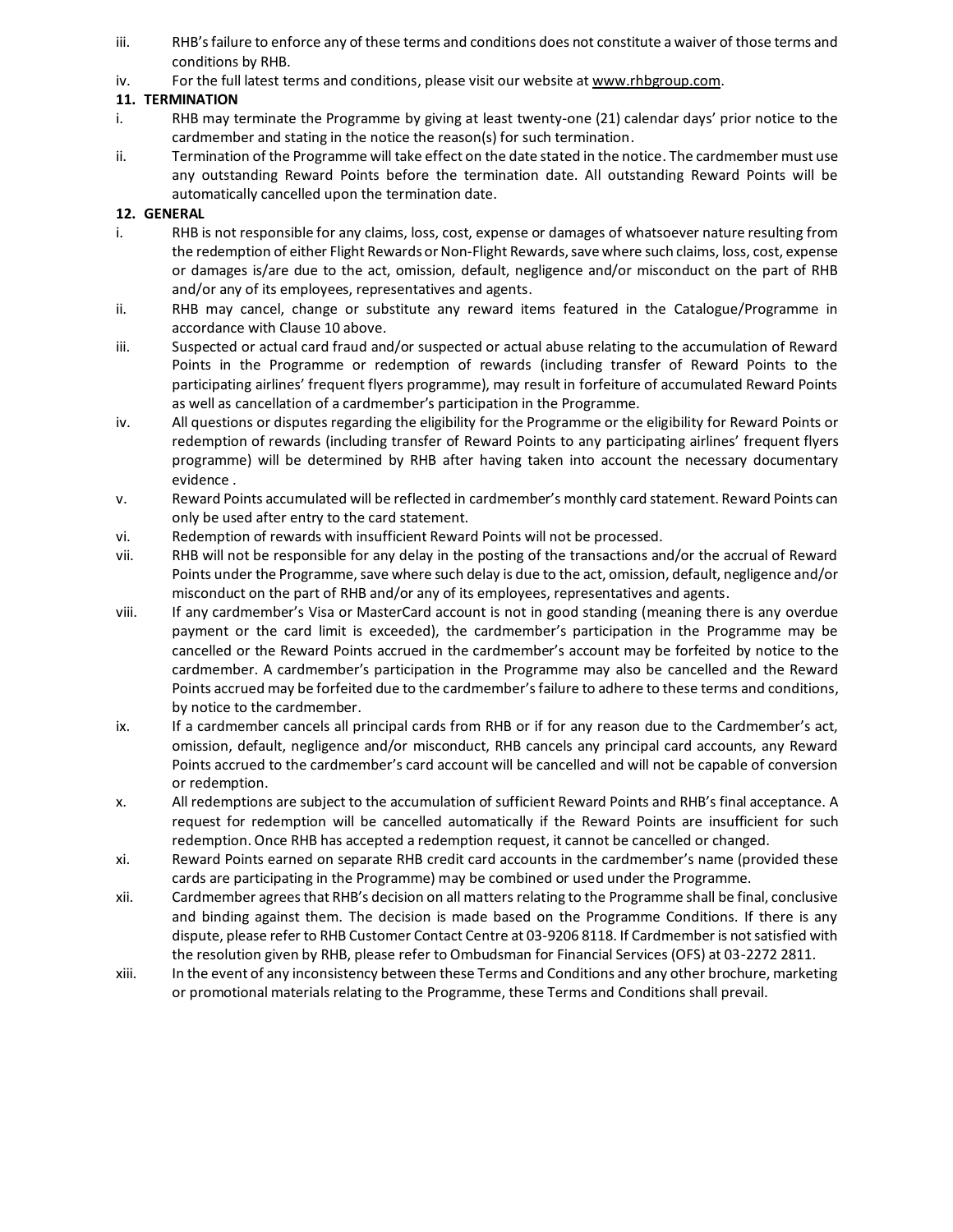iii. RHB's failure to enforce any of these terms and conditions does not constitute a waiver of those terms and conditions by RHB.

iv. For the full latest terms and conditions, please visit our website at www.rhbgroup.com.

**11. TERMINATION**

i. RHB may terminate the Programme by giving at least twenty-one (21) calendar days' prior notice to the cardmember and stating in the notice the reason(s) for such termination.

ii. Termination of the Programme will take effect on the date stated in the notice. The cardmember must use any outstanding Reward Points before the termination date. All outstanding Reward Points will be automatically cancelled upon the termination date.

**12. GENERAL**

i. RHB is not responsible for any claims, loss, cost, expense or damages of whatsoever nature resulting from the redemption of either Flight Rewards or Non-Flight Rewards, save where such claims, loss, cost, expense or damages is/are due to the act, omission, default, negligence and/or misconduct on the part of RHB and/or any of its employees, representatives and agents.

ii. RHB may cancel, change or substitute any reward items featured in the Catalogue/Programme in accordance with Clause 10 above.

iii. Suspected or actual card fraud and/or suspected or actual abuse relating to the accumulation of Reward Points in the Programme or redemption of rewards (including transfer of Reward Points to the participating airlines' frequent flyers programme), may result in forfeiture of accumulated Reward Points as well as cancellation of a cardmember's participation in the Programme.

iv. All questions or disputes regarding the eligibility for the Programme or the eligibility for Reward Points or redemption of rewards (including transfer of Reward Points to any participating airlines' frequent flyers programme) will be determined by RHB after having taken into account the necessary documentary evidence .

v. Reward Points accumulated will be reflected in cardmember's monthly card statement. Reward Points can only be used after entry to the card statement.

vi. Redemption of rewards with insufficient Reward Points will not be processed.

vii. RHB will not be responsible for any delay in the posting of the transactions and/or the accrual of Reward Points under the Programme, save where such delay is due to the act, omission, default, negligence and/or misconduct on the part of RHB and/or any of its employees, representatives and agents.

viii. If any cardmember's Visa or MasterCard account is not in good standing (meaning there is any overdue payment or the card limit is exceeded), the cardmember's participation in the Programme may be cancelled or the Reward Points accrued in the cardmember's account may be forfeited by notice to the cardmember. A cardmember's participation in the Programme may also be cancelled and the Reward Points accrued may be forfeited due to the cardmember's failure to adhere to these terms and conditions, by notice to the cardmember.

ix. If a cardmember cancels all principal cards from RHB or if for any reason due to the Cardmember's act, omission, default, negligence and/or misconduct, RHB cancels any principal card accounts, any Reward Points accrued to the cardmember's card account will be cancelled and will not be capable of conversion or redemption.

x. All redemptions are subject to the accumulation of sufficient Reward Points and RHB's final acceptance. A request for redemption will be cancelled automatically if the Reward Points are insufficient for such redemption. Once RHB has accepted a redemption request, it cannot be cancelled or changed.

xi. Reward Points earned on separate RHB credit card accounts in the cardmember's name (provided these cards are participating in the Programme) may be combined or used under the Programme.

xii. Cardmember agrees that RHB's decision on all matters relating to the Programme shall be final, conclusive and binding against them. The decision is made based on the Programme Conditions. If there is any dispute, please refer to RHB Customer Contact Centre at 03-9206 8118. If Cardmember is not satisfied with the resolution given by RHB, please refer to Ombudsman for Financial Services (OFS) at 03-2272 2811.

xiii. In the event of any inconsistency between these Terms and Conditions and any other brochure, marketing or promotional materials relating to the Programme, these Terms and Conditions shall prevail.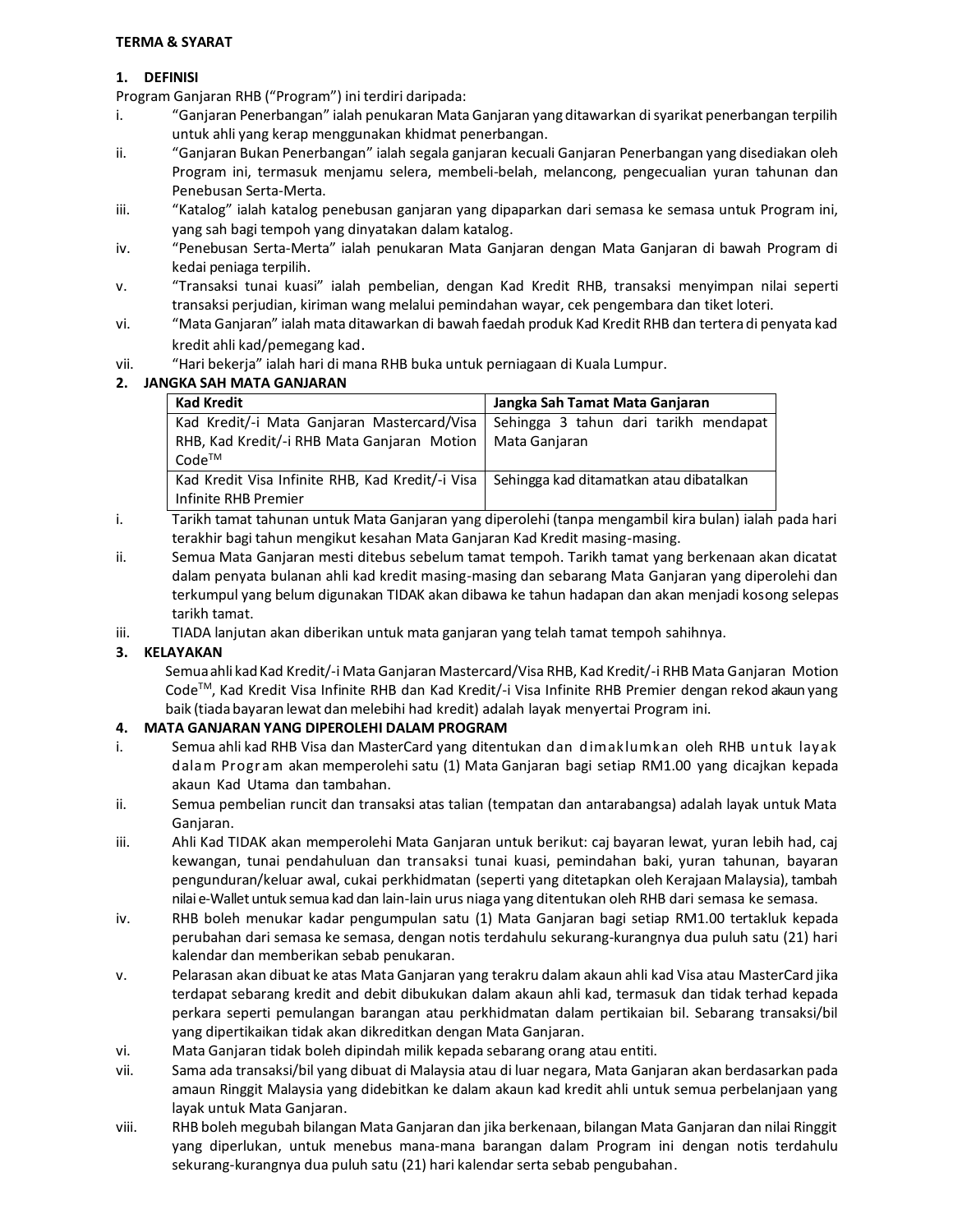**TERMA & SYARAT**

## 1. DEFINISI

Program Ganjaran RHB ("Program") ini terdiri daripada:

i. "Ganjaran Penerbangan" ialah penukaran Mata Ganjaran yang ditawarkan di syarikat penerbangan terpilih untuk ahli yang kerap menggunakan khidmat penerbangan.

ii. "Ganjaran Bukan Penerbangan" ialah segala ganjaran kecuali Ganjaran Penerbangan yang disediakan oleh Program ini, termasuk menjamu selera, membeli-belah, melancong, pengecualian yuran tahunan dan Penebusan Serta-Merta.

iii. "Katalog" ialah katalog penebusan ganjaran yang dipaparkan dari semasa ke semasa untuk Program ini, yang sah bagi tempoh yang dinyatakan dalam katalog.

iv. "Penebusan Serta-Merta" ialah penukaran Mata Ganjaran dengan Mata Ganjaran di bawah Program di kedai peniaga terpilih.

v. "Transaksi tunai kuasi" ialah pembelian, dengan Kad Kredit RHB, transaksi menyimpan nilai seperti transaksi perjudian, kiriman wang melalui pemindahan wayar, cek pengembara dan tiket loteri.

vi. "Mata Ganjaran" ialah mata ditawarkan di bawah faedah produk Kad Kredit RHB dan tertera di penyata kad kredit ahli kad/pemegang kad.

vii. "Hari bekerja" ialah hari di mana RHB buka untuk perniagaan di Kuala Lumpur.

## 2. JANGKA SAH MATA GANJARAN

| Kad Kredit | Jangka Sah Tamat Mata Ganjaran |
|---|---|
| Kad Kredit/-i Mata Ganjaran Mastercard/Visa RHB, Kad Kredit/-i RHB Mata Ganjaran Motion Code™ | Sehingga 3 tahun dari tarikh mendapat Mata Ganjaran |
| Kad Kredit Visa Infinite RHB, Kad Kredit/-i Visa Infinite RHB Premier | Sehingga kad ditamatkan atau dibatalkan |

i. Tarikh tamat tahunan untuk Mata Ganjaran yang diperolehi (tanpa mengambil kira bulan) ialah pada hari terakhir bagi tahun mengikut kesahan Mata Ganjaran Kad Kredit masing-masing.

ii. Semua Mata Ganjaran mesti ditebus sebelum tamat tempoh. Tarikh tamat yang berkenaan akan dicatat dalam penyata bulanan ahli kad kredit masing-masing dan sebarang Mata Ganjaran yang diperolehi dan terkumpul yang belum digunakan TIDAK akan dibawa ke tahun hadapan dan akan menjadi kosong selepas tarikh tamat.

iii. TIADA lanjutan akan diberikan untuk mata ganjaran yang telah tamat tempoh sahihnya.

## 3. KELAYAKAN

Semua ahli kad Kad Kredit/-i Mata Ganjaran Mastercard/Visa RHB, Kad Kredit/-i RHB Mata Ganjaran Motion Code™, Kad Kredit Visa Infinite RHB dan Kad Kredit/-i Visa Infinite RHB Premier dengan rekod akaun yang baik (tiada bayaran lewat dan melebihi had kredit) adalah layak menyertai Program ini.

## 4. MATA GANJARAN YANG DIPEROLEHI DALAM PROGRAM

i. Semua ahli kad RHB Visa dan MasterCard yang ditentukan dan dimaklumkan oleh RHB untuk layak dalam Program akan memperolehi satu (1) Mata Ganjaran bagi setiap RM1.00 yang dicajkan kepada akaun Kad Utama dan tambahan.

ii. Semua pembelian runcit dan transaksi atas talian (tempatan dan antarabangsa) adalah layak untuk Mata Ganjaran.

iii. Ahli Kad TIDAK akan memperolehi Mata Ganjaran untuk berikut: caj bayaran lewat, yuran lebih had, caj kewangan, tunai pendahuluan dan transaksi tunai kuasi, pemindahan baki, yuran tahunan, bayaran pengunduran/keluar awal, cukai perkhidmatan (seperti yang ditetapkan oleh Kerajaan Malaysia), tambah nilai e-Wallet untuk semua kad dan lain-lain urus niaga yang ditentukan oleh RHB dari semasa ke semasa.

iv. RHB boleh menukar kadar pengumpulan satu (1) Mata Ganjaran bagi setiap RM1.00 tertakluk kepada perubahan dari semasa ke semasa, dengan notis terdahulu sekurang-kurangnya dua puluh satu (21) hari kalendar dan memberikan sebab penukaran.

v. Pelarasan akan dibuat ke atas Mata Ganjaran yang terakru dalam akaun ahli kad Visa atau MasterCard jika terdapat sebarang kredit and debit dibukukan dalam akaun ahli kad, termasuk dan tidak terhad kepada perkara seperti pemulangan barangan atau perkhidmatan dalam pertikaian bil. Sebarang transaksi/bil yang dipertikaikan tidak akan dikreditkan dengan Mata Ganjaran.

vi. Mata Ganjaran tidak boleh dipindah milik kepada sebarang orang atau entiti.

vii. Sama ada transaksi/bil yang dibuat di Malaysia atau di luar negara, Mata Ganjaran akan berdasarkan pada amaun Ringgit Malaysia yang didebitkan ke dalam akaun kad kredit ahli untuk semua perbelanjaan yang layak untuk Mata Ganjaran.

viii. RHB boleh megubah bilangan Mata Ganjaran dan jika berkenaan, bilangan Mata Ganjaran dan nilai Ringgit yang diperlukan, untuk menebus mana-mana barangan dalam Program ini dengan notis terdahulu sekurang-kurangnya dua puluh satu (21) hari kalendar serta sebab pengubahan.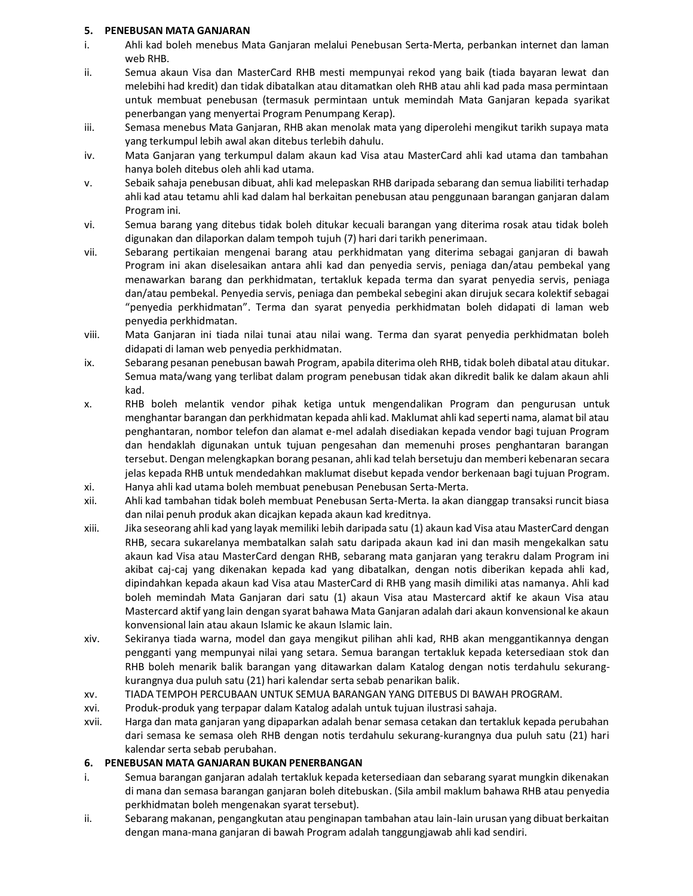**5. PENEBUSAN MATA GANJARAN**

i. Ahli kad boleh menebus Mata Ganjaran melalui Penebusan Serta-Merta, perbankan internet dan laman web RHB.

ii. Semua akaun Visa dan MasterCard RHB mesti mempunyai rekod yang baik (tiada bayaran lewat dan melebihi had kredit) dan tidak dibatalkan atau ditamatkan oleh RHB atau ahli kad pada masa permintaan untuk membuat penebusan (termasuk permintaan untuk memindah Mata Ganjaran kepada syarikat penerbangan yang menyertai Program Penumpang Kerap).

iii. Semasa menebus Mata Ganjaran, RHB akan menolak mata yang diperolehi mengikut tarikh supaya mata yang terkumpul lebih awal akan ditebus terlebih dahulu.

iv. Mata Ganjaran yang terkumpul dalam akaun kad Visa atau MasterCard ahli kad utama dan tambahan hanya boleh ditebus oleh ahli kad utama.

v. Sebaik sahaja penebusan dibuat, ahli kad melepaskan RHB daripada sebarang dan semua liabiliti terhadap ahli kad atau tetamu ahli kad dalam hal berkaitan penebusan atau penggunaan barangan ganjaran dalam Program ini.

vi. Semua barang yang ditebus tidak boleh ditukar kecuali barangan yang diterima rosak atau tidak boleh digunakan dan dilaporkan dalam tempoh tujuh (7) hari dari tarikh penerimaan.

vii. Sebarang pertikaian mengenai barang atau perkhidmatan yang diterima sebagai ganjaran di bawah Program ini akan diselesaikan antara ahli kad dan penyedia servis, peniaga dan/atau pembekal yang menawarkan barang dan perkhidmatan, tertakluk kepada terma dan syarat penyedia servis, peniaga dan/atau pembekal. Penyedia servis, peniaga dan pembekal sebegini akan dirujuk secara kolektif sebagai "penyedia perkhidmatan". Terma dan syarat penyedia perkhidmatan boleh didapati di laman web penyedia perkhidmatan.

viii. Mata Ganjaran ini tiada nilai tunai atau nilai wang. Terma dan syarat penyedia perkhidmatan boleh didapati di laman web penyedia perkhidmatan.

ix. Sebarang pesanan penebusan bawah Program, apabila diterima oleh RHB, tidak boleh dibatal atau ditukar. Semua mata/wang yang terlibat dalam program penebusan tidak akan dikredit balik ke dalam akaun ahli kad.

x. RHB boleh melantik vendor pihak ketiga untuk mengendalikan Program dan pengurusan untuk menghantar barangan dan perkhidmatan kepada ahli kad. Maklumat ahli kad seperti nama, alamat bil atau penghantaran, nombor telefon dan alamat e-mel adalah disediakan kepada vendor bagi tujuan Program dan hendaklah digunakan untuk tujuan pengesahan dan memenuhi proses penghantaran barangan tersebut. Dengan melengkapkan borang pesanan, ahli kad telah bersetuju dan memberi kebenaran secara jelas kepada RHB untuk mendedahkan maklumat disebut kepada vendor berkenaan bagi tujuan Program.

xi. Hanya ahli kad utama boleh membuat penebusan Penebusan Serta-Merta.

xii. Ahli kad tambahan tidak boleh membuat Penebusan Serta-Merta. Ia akan dianggap transaksi runcit biasa dan nilai penuh produk akan dicajkan kepada akaun kad kreditnya.

xiii. Jika seseorang ahli kad yang layak memiliki lebih daripada satu (1) akaun kad Visa atau MasterCard dengan RHB, secara sukarelanya membatalkan salah satu daripada akaun kad ini dan masih mengekalkan satu akaun kad Visa atau MasterCard dengan RHB, sebarang mata ganjaran yang terakru dalam Program ini akibat caj-caj yang dikenakan kepada kad yang dibatalkan, dengan notis diberikan kepada ahli kad, dipindahkan kepada akaun kad Visa atau MasterCard di RHB yang masih dimiliki atas namanya. Ahli kad boleh memindah Mata Ganjaran dari satu (1) akaun Visa atau Mastercard aktif ke akaun Visa atau Mastercard aktif yang lain dengan syarat bahawa Mata Ganjaran adalah dari akaun konvensional ke akaun konvensional lain atau akaun Islamic ke akaun Islamic lain.

xiv. Sekiranya tiada warna, model dan gaya mengikut pilihan ahli kad, RHB akan menggantikannya dengan pengganti yang mempunyai nilai yang setara. Semua barangan tertakluk kepada ketersediaan stok dan RHB boleh menarik balik barangan yang ditawarkan dalam Katalog dengan notis terdahulu sekurang-kurangnya dua puluh satu (21) hari kalendar serta sebab penarikan balik.

xv. TIADA TEMPOH PERCUBAAN UNTUK SEMUA BARANGAN YANG DITEBUS DI BAWAH PROGRAM.

xvi. Produk-produk yang terpapar dalam Katalog adalah untuk tujuan ilustrasi sahaja.

xvii. Harga dan mata ganjaran yang dipaparkan adalah benar semasa cetakan dan tertakluk kepada perubahan dari semasa ke semasa oleh RHB dengan notis terdahulu sekurang-kurangnya dua puluh satu (21) hari kalendar serta sebab perubahan.

**6. PENEBUSAN MATA GANJARAN BUKAN PENERBANGAN**

i. Semua barangan ganjaran adalah tertakluk kepada ketersediaan dan sebarang syarat mungkin dikenakan di mana dan semasa barangan ganjaran boleh ditebuskan. (Sila ambil maklum bahawa RHB atau penyedia perkhidmatan boleh mengenakan syarat tersebut).

ii. Sebarang makanan, pengangkutan atau penginapan tambahan atau lain-lain urusan yang dibuat berkaitan dengan mana-mana ganjaran di bawah Program adalah tanggungjawab ahli kad sendiri.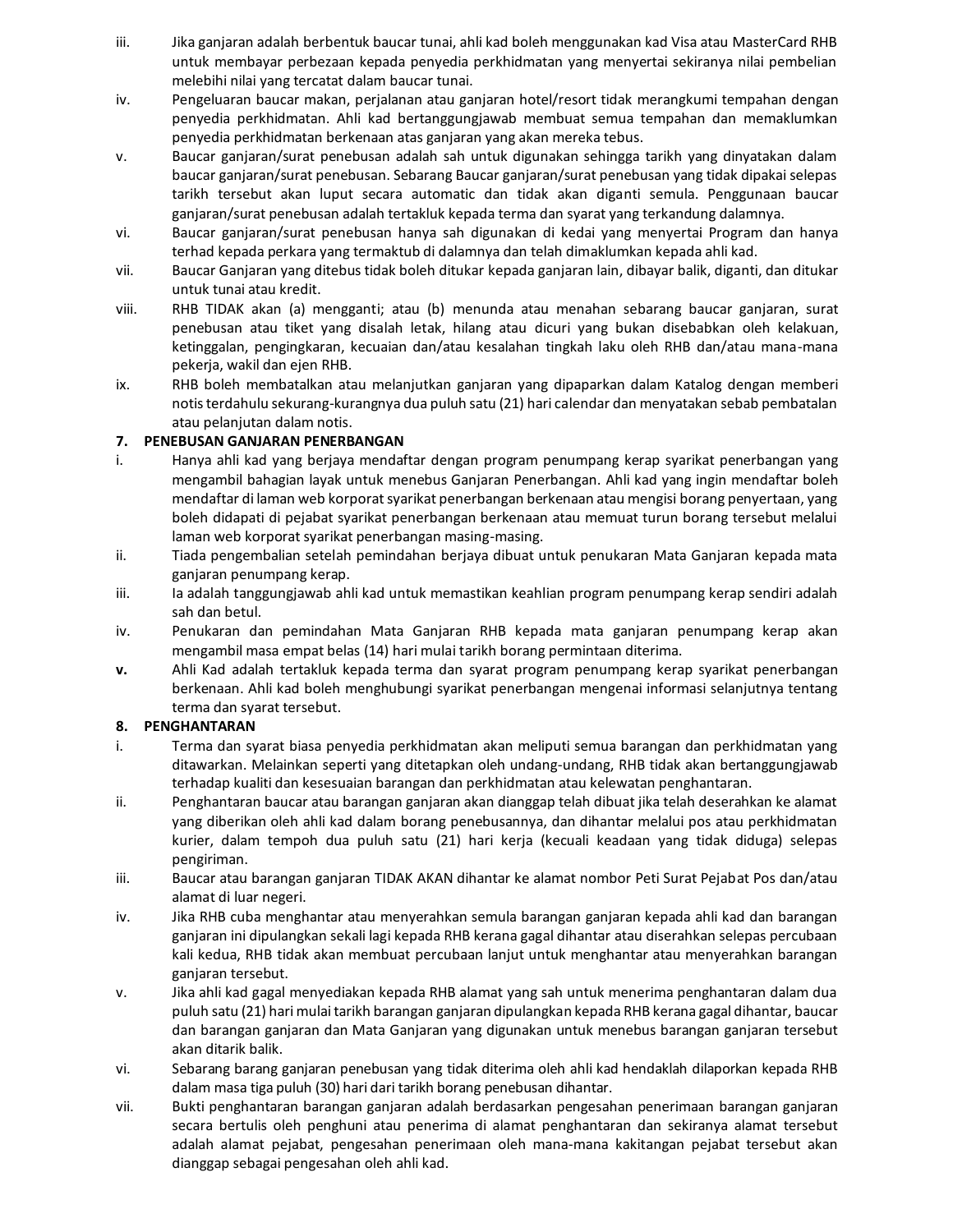iii. Jika ganjaran adalah berbentuk baucar tunai, ahli kad boleh menggunakan kad Visa atau MasterCard RHB untuk membayar perbezaan kepada penyedia perkhidmatan yang menyertai sekiranya nilai pembelian melebihi nilai yang tercatat dalam baucar tunai.

iv. Pengeluaran baucar makan, perjalanan atau ganjaran hotel/resort tidak merangkumi tempahan dengan penyedia perkhidmatan. Ahli kad bertanggungjawab membuat semua tempahan dan memaklumkan penyedia perkhidmatan berkenaan atas ganjaran yang akan mereka tebus.

v. Baucar ganjaran/surat penebusan adalah sah untuk digunakan sehingga tarikh yang dinyatakan dalam baucar ganjaran/surat penebusan. Sebarang Baucar ganjaran/surat penebusan yang tidak dipakai selepas tarikh tersebut akan luput secara automatic dan tidak akan diganti semula. Penggunaan baucar ganjaran/surat penebusan adalah tertakluk kepada terma dan syarat yang terkandung dalamnya.

vi. Baucar ganjaran/surat penebusan hanya sah digunakan di kedai yang menyertai Program dan hanya terhad kepada perkara yang termaktub di dalamnya dan telah dimaklumkan kepada ahli kad.

vii. Baucar Ganjaran yang ditebus tidak boleh ditukar kepada ganjaran lain, dibayar balik, diganti, dan ditukar untuk tunai atau kredit.

viii. RHB TIDAK akan (a) mengganti; atau (b) menunda atau menahan sebarang baucar ganjaran, surat penebusan atau tiket yang disalah letak, hilang atau dicuri yang bukan disebabkan oleh kelakuan, ketinggalan, pengingkaran, kecuaian dan/atau kesalahan tingkah laku oleh RHB dan/atau mana-mana pekerja, wakil dan ejen RHB.

ix. RHB boleh membatalkan atau melanjutkan ganjaran yang dipaparkan dalam Katalog dengan memberi notis terdahulu sekurang-kurangnya dua puluh satu (21) hari calendar dan menyatakan sebab pembatalan atau pelanjutan dalam notis.

**7. PENEBUSAN GANJARAN PENERBANGAN**

i. Hanya ahli kad yang berjaya mendaftar dengan program penumpang kerap syarikat penerbangan yang mengambil bahagian layak untuk menebus Ganjaran Penerbangan. Ahli kad yang ingin mendaftar boleh mendaftar di laman web korporat syarikat penerbangan berkenaan atau mengisi borang penyertaan, yang boleh didapati di pejabat syarikat penerbangan berkenaan atau memuat turun borang tersebut melalui laman web korporat syarikat penerbangan masing-masing.

ii. Tiada pengembalian setelah pemindahan berjaya dibuat untuk penukaran Mata Ganjaran kepada mata ganjaran penumpang kerap.

iii. Ia adalah tanggungjawab ahli kad untuk memastikan keahlian program penumpang kerap sendiri adalah sah dan betul.

iv. Penukaran dan pemindahan Mata Ganjaran RHB kepada mata ganjaran penumpang kerap akan mengambil masa empat belas (14) hari mulai tarikh borang permintaan diterima.

**v.** Ahli Kad adalah tertakluk kepada terma dan syarat program penumpang kerap syarikat penerbangan berkenaan. Ahli kad boleh menghubungi syarikat penerbangan mengenai informasi selanjutnya tentang terma dan syarat tersebut.

**8. PENGHANTARAN**

i. Terma dan syarat biasa penyedia perkhidmatan akan meliputi semua barangan dan perkhidmatan yang ditawarkan. Melainkan seperti yang ditetapkan oleh undang-undang, RHB tidak akan bertanggungjawab terhadap kualiti dan kesesuaian barangan dan perkhidmatan atau kelewatan penghantaran.

ii. Penghantaran baucar atau barangan ganjaran akan dianggap telah dibuat jika telah deserahkan ke alamat yang diberikan oleh ahli kad dalam borang penebusannya, dan dihantar melalui pos atau perkhidmatan kurier, dalam tempoh dua puluh satu (21) hari kerja (kecuali keadaan yang tidak diduga) selepas pengiriman.

iii. Baucar atau barangan ganjaran TIDAK AKAN dihantar ke alamat nombor Peti Surat Pejabat Pos dan/atau alamat di luar negeri.

iv. Jika RHB cuba menghantar atau menyerahkan semula barangan ganjaran kepada ahli kad dan barangan ganjaran ini dipulangkan sekali lagi kepada RHB kerana gagal dihantar atau diserahkan selepas percubaan kali kedua, RHB tidak akan membuat percubaan lanjut untuk menghantar atau menyerahkan barangan ganjaran tersebut.

v. Jika ahli kad gagal menyediakan kepada RHB alamat yang sah untuk menerima penghantaran dalam dua puluh satu (21) hari mulai tarikh barangan ganjaran dipulangkan kepada RHB kerana gagal dihantar, baucar dan barangan ganjaran dan Mata Ganjaran yang digunakan untuk menebus barangan ganjaran tersebut akan ditarik balik.

vi. Sebarang barang ganjaran penebusan yang tidak diterima oleh ahli kad hendaklah dilaporkan kepada RHB dalam masa tiga puluh (30) hari dari tarikh borang penebusan dihantar.

vii. Bukti penghantaran barangan ganjaran adalah berdasarkan pengesahan penerimaan barangan ganjaran secara bertulis oleh penghuni atau penerima di alamat penghantaran dan sekiranya alamat tersebut adalah alamat pejabat, pengesahan penerimaan oleh mana-mana kakitangan pejabat tersebut akan dianggap sebagai pengesahan oleh ahli kad.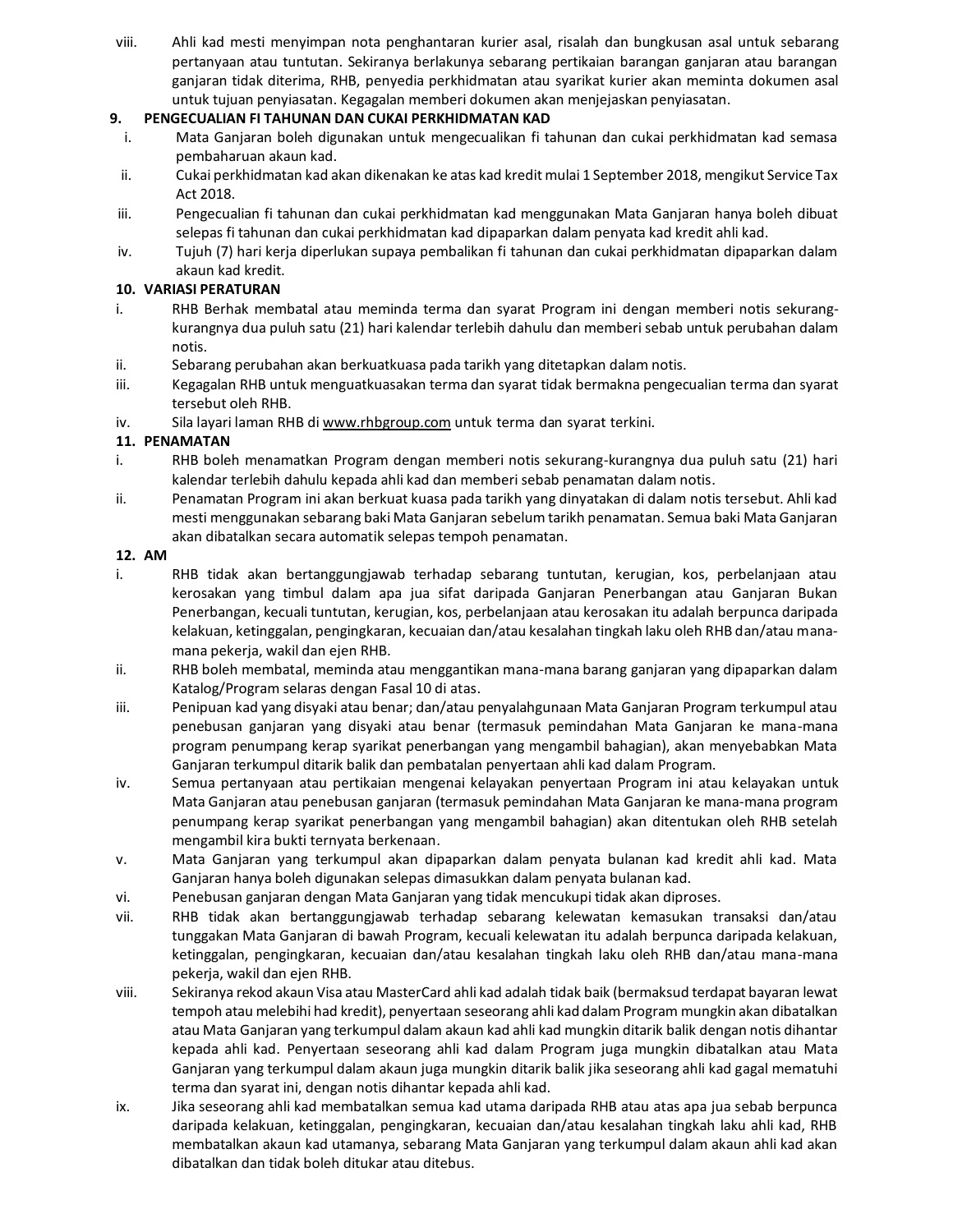viii. Ahli kad mesti menyimpan nota penghantaran kurier asal, risalah dan bungkusan asal untuk sebarang pertanyaan atau tuntutan. Sekiranya berlakunya sebarang pertikaian barangan ganjaran atau barangan ganjaran tidak diterima, RHB, penyedia perkhidmatan atau syarikat kurier akan meminta dokumen asal untuk tujuan penyiasatan. Kegagalan memberi dokumen akan menjejaskan penyiasatan.

**9. PENGECUALIAN FI TAHUNAN DAN CUKAI PERKHIDMATAN KAD**

i. Mata Ganjaran boleh digunakan untuk mengecualikan fi tahunan dan cukai perkhidmatan kad semasa pembaharuan akaun kad.

ii. Cukai perkhidmatan kad akan dikenakan ke atas kad kredit mulai 1 September 2018, mengikut Service Tax Act 2018.

iii. Pengecualian fi tahunan dan cukai perkhidmatan kad menggunakan Mata Ganjaran hanya boleh dibuat selepas fi tahunan dan cukai perkhidmatan kad dipaparkan dalam penyata kad kredit ahli kad.

iv. Tujuh (7) hari kerja diperlukan supaya pembalikan fi tahunan dan cukai perkhidmatan dipaparkan dalam akaun kad kredit.

**10. VARIASI PERATURAN**

i. RHB Berhak membatal atau meminda terma dan syarat Program ini dengan memberi notis sekurang-kurangnya dua puluh satu (21) hari kalendar terlebih dahulu dan memberi sebab untuk perubahan dalam notis.

ii. Sebarang perubahan akan berkuatkuasa pada tarikh yang ditetapkan dalam notis.

iii. Kegagalan RHB untuk menguatkuasakan terma dan syarat tidak bermakna pengecualian terma dan syarat tersebut oleh RHB.

iv. Sila layari laman RHB di www.rhbgroup.com untuk terma dan syarat terkini.

**11. PENAMATAN**

i. RHB boleh menamatkan Program dengan memberi notis sekurang-kurangnya dua puluh satu (21) hari kalendar terlebih dahulu kepada ahli kad dan memberi sebab penamatan dalam notis.

ii. Penamatan Program ini akan berkuat kuasa pada tarikh yang dinyatakan di dalam notis tersebut. Ahli kad mesti menggunakan sebarang baki Mata Ganjaran sebelum tarikh penamatan. Semua baki Mata Ganjaran akan dibatalkan secara automatik selepas tempoh penamatan.

**12. AM**

i. RHB tidak akan bertanggungjawab terhadap sebarang tuntutan, kerugian, kos, perbelanjaan atau kerosakan yang timbul dalam apa jua sifat daripada Ganjaran Penerbangan atau Ganjaran Bukan Penerbangan, kecuali tuntutan, kerugian, kos, perbelanjaan atau kerosakan itu adalah berpunca daripada kelakuan, ketinggalan, pengingkaran, kecuaian dan/atau kesalahan tingkah laku oleh RHB dan/atau mana-mana pekerja, wakil dan ejen RHB.

ii. RHB boleh membatal, meminda atau menggantikan mana-mana barang ganjaran yang dipaparkan dalam Katalog/Program selaras dengan Fasal 10 di atas.

iii. Penipuan kad yang disyaki atau benar; dan/atau penyalahgunaan Mata Ganjaran Program terkumpul atau penebusan ganjaran yang disyaki atau benar (termasuk pemindahan Mata Ganjaran ke mana-mana program penumpang kerap syarikat penerbangan yang mengambil bahagian), akan menyebabkan Mata Ganjaran terkumpul ditarik balik dan pembatalan penyertaan ahli kad dalam Program.

iv. Semua pertanyaan atau pertikaian mengenai kelayakan penyertaan Program ini atau kelayakan untuk Mata Ganjaran atau penebusan ganjaran (termasuk pemindahan Mata Ganjaran ke mana-mana program penumpang kerap syarikat penerbangan yang mengambil bahagian) akan ditentukan oleh RHB setelah mengambil kira bukti ternyata berkenaan.

v. Mata Ganjaran yang terkumpul akan dipaparkan dalam penyata bulanan kad kredit ahli kad. Mata Ganjaran hanya boleh digunakan selepas dimasukkan dalam penyata bulanan kad.

vi. Penebusan ganjaran dengan Mata Ganjaran yang tidak mencukupi tidak akan diproses.

vii. RHB tidak akan bertanggungjawab terhadap sebarang kelewatan kemasukan transaksi dan/atau tunggakan Mata Ganjaran di bawah Program, kecuali kelewatan itu adalah berpunca daripada kelakuan, ketinggalan, pengingkaran, kecuaian dan/atau kesalahan tingkah laku oleh RHB dan/atau mana-mana pekerja, wakil dan ejen RHB.

viii. Sekiranya rekod akaun Visa atau MasterCard ahli kad adalah tidak baik (bermaksud terdapat bayaran lewat tempoh atau melebihi had kredit), penyertaan seseorang ahli kad dalam Program mungkin akan dibatalkan atau Mata Ganjaran yang terkumpul dalam akaun kad ahli kad mungkin ditarik balik dengan notis dihantar kepada ahli kad. Penyertaan seseorang ahli kad dalam Program juga mungkin dibatalkan atau Mata Ganjaran yang terkumpul dalam akaun juga mungkin ditarik balik jika seseorang ahli kad gagal mematuhi terma dan syarat ini, dengan notis dihantar kepada ahli kad.

ix. Jika seseorang ahli kad membatalkan semua kad utama daripada RHB atau atas apa jua sebab berpunca daripada kelakuan, ketinggalan, pengingkaran, kecuaian dan/atau kesalahan tingkah laku ahli kad, RHB membatalkan akaun kad utamanya, sebarang Mata Ganjaran yang terkumpul dalam akaun ahli kad akan dibatalkan dan tidak boleh ditukar atau ditebus.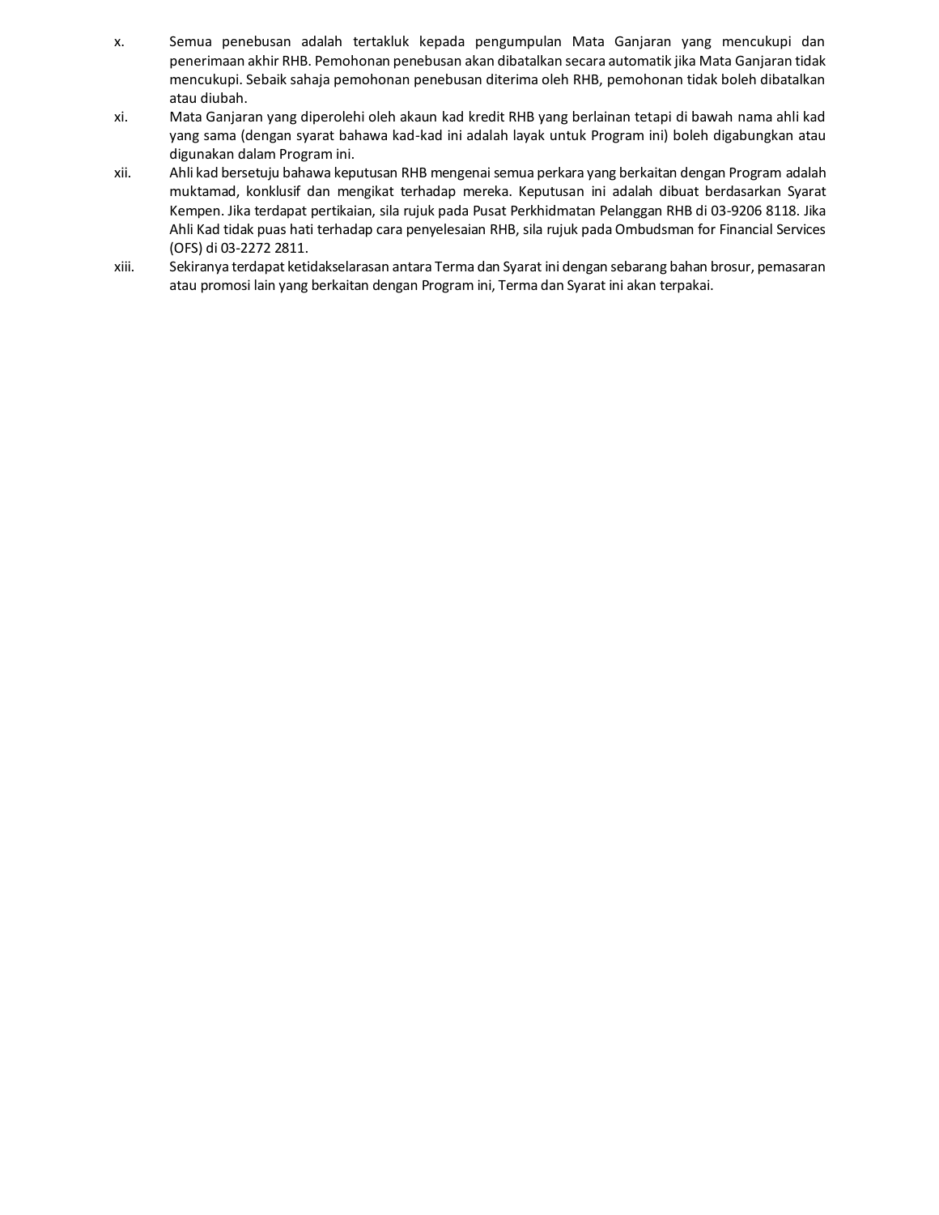x. Semua penebusan adalah tertakluk kepada pengumpulan Mata Ganjaran yang mencukupi dan penerimaan akhir RHB. Pemohonan penebusan akan dibatalkan secara automatik jika Mata Ganjaran tidak mencukupi. Sebaik sahaja pemohonan penebusan diterima oleh RHB, pemohonan tidak boleh dibatalkan atau diubah.

xi. Mata Ganjaran yang diperolehi oleh akaun kad kredit RHB yang berlainan tetapi di bawah nama ahli kad yang sama (dengan syarat bahawa kad-kad ini adalah layak untuk Program ini) boleh digabungkan atau digunakan dalam Program ini.

xii. Ahli kad bersetuju bahawa keputusan RHB mengenai semua perkara yang berkaitan dengan Program adalah muktamad, konklusif dan mengikat terhadap mereka. Keputusan ini adalah dibuat berdasarkan Syarat Kempen. Jika terdapat pertikaian, sila rujuk pada Pusat Perkhidmatan Pelanggan RHB di 03-9206 8118. Jika Ahli Kad tidak puas hati terhadap cara penyelesaian RHB, sila rujuk pada Ombudsman for Financial Services (OFS) di 03-2272 2811.

xiii. Sekiranya terdapat ketidakselarasan antara Terma dan Syarat ini dengan sebarang bahan brosur, pemasaran atau promosi lain yang berkaitan dengan Program ini, Terma dan Syarat ini akan terpakai.